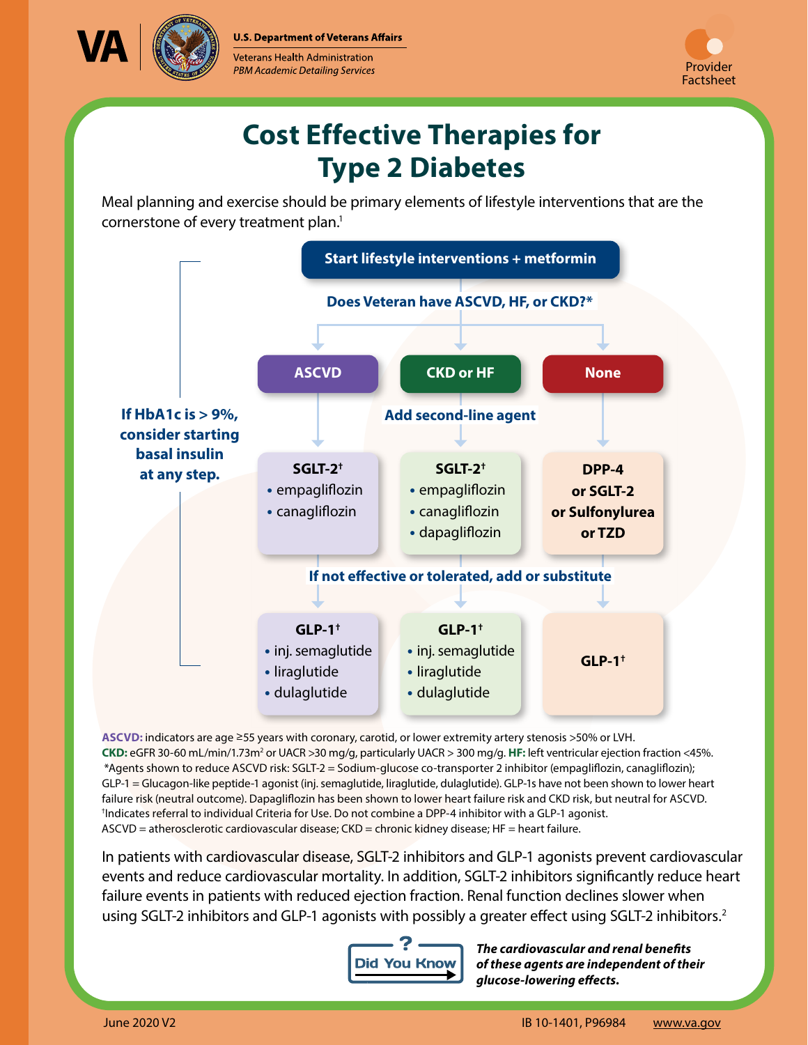U.S. Department of Veterans Affairs
Veterans Health Administration
*PBM Academic Detailing Services*

Provider Factsheet

# Cost Effective Therapies for Type 2 Diabetes

Meal planning and exercise should be primary elements of lifestyle interventions that are the cornerstone of every treatment plan.[1]

**Start lifestyle interventions + metformin**

**Does Veteran have ASCVD, HF, or CKD?***

**If HbA1c is > 9%, consider starting basal insulin at any step.**

| | ASCVD | CKD or HF | None |
|---|---|---|---|
| **Add second-line agent** | **SGLT-2†**<br>• empagliflozin<br>• canagliflozin | **SGLT-2†**<br>• empagliflozin<br>• canagliflozin<br>• dapagliflozin | **DPP-4 or SGLT-2 or Sulfonylurea or TZD** |
| **If not effective or tolerated, add or substitute** | **GLP-1†**<br>• inj. semaglutide<br>• liraglutide<br>• dulaglutide | **GLP-1†**<br>• inj. semaglutide<br>• liraglutide<br>• dulaglutide | **GLP-1†** |

**ASCVD:** indicators are age ≥55 years with coronary, carotid, or lower extremity artery stenosis >50% or LVH.
**CKD:** eGFR 30-60 mL/min/1.73m² or UACR >30 mg/g, particularly UACR > 300 mg/g. **HF:** left ventricular ejection fraction <45%.
*Agents shown to reduce ASCVD risk: SGLT-2 = Sodium-glucose co-transporter 2 inhibitor (empagliflozin, canagliflozin); GLP-1 = Glucagon-like peptide-1 agonist (inj. semaglutide, liraglutide, dulaglutide). GLP-1s have not been shown to lower heart failure risk (neutral outcome). Dapagliflozin has been shown to lower heart failure risk and CKD risk, but neutral for ASCVD.
†Indicates referral to individual Criteria for Use. Do not combine a DPP-4 inhibitor with a GLP-1 agonist.
ASCVD = atherosclerotic cardiovascular disease; CKD = chronic kidney disease; HF = heart failure.

In patients with cardiovascular disease, SGLT-2 inhibitors and GLP-1 agonists prevent cardiovascular events and reduce cardiovascular mortality. In addition, SGLT-2 inhibitors significantly reduce heart failure events in patients with reduced ejection fraction. Renal function declines slower when using SGLT-2 inhibitors and GLP-1 agonists with possibly a greater effect using SGLT-2 inhibitors.[2]

**Did You Know?**

***The cardiovascular and renal benefits of these agents are independent of their glucose-lowering effects.***

June 2020 V2 &nbsp;&nbsp;&nbsp; IB 10-1401, P96984 &nbsp;&nbsp;&nbsp; www.va.gov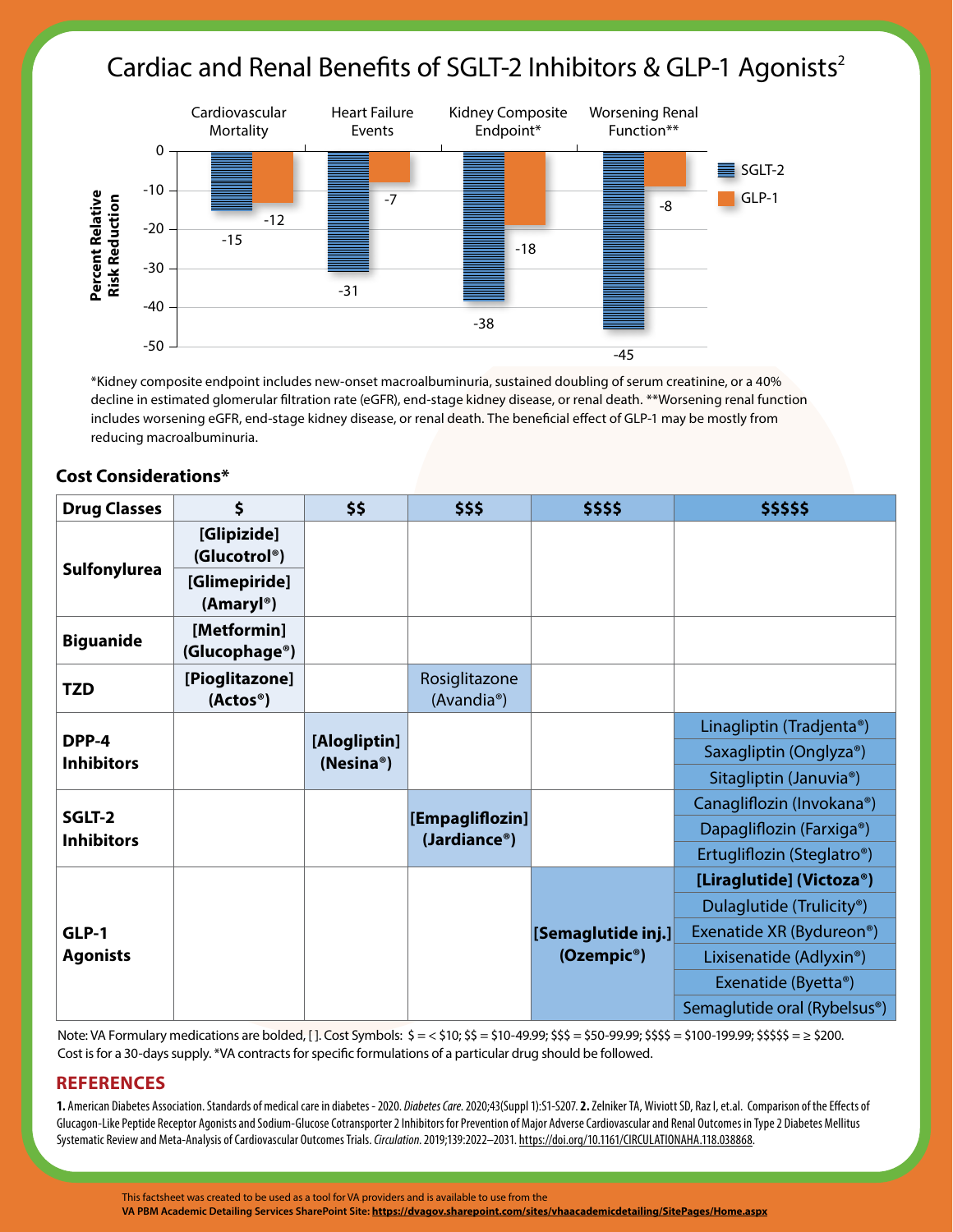# Cardiac and Renal Benefits of SGLT-2 Inhibitors & GLP-1 Agonists[2]

Cardiovascular Mortality

Heart Failure Events

Kidney Composite Endpoint*

Worsening Renal Function**

Percent Relative Risk Reduction

0
-10
-20
-30
-40
-50

-15
-12
-31
-7
-38
-18
-45
-8

SGLT-2
GLP-1

*Kidney composite endpoint includes new-onset macroalbuminuria, sustained doubling of serum creatinine, or a 40% decline in estimated glomerular filtration rate (eGFR), end-stage kidney disease, or renal death. **Worsening renal function includes worsening eGFR, end-stage kidney disease, or renal death. The beneficial effect of GLP-1 may be mostly from reducing macroalbuminuria.

## Cost Considerations*

| Drug Classes | $ | $$ | $$$ | $$$$ | $$$$$ |
|---|---|---|---|---|---|
| **Sulfonylurea** | **[Glipizide] (Glucotrol®)**<br>**[Glimepiride] (Amaryl®)** | | | | |
| **Biguanide** | **[Metformin] (Glucophage®)** | | | | |
| **TZD** | **[Pioglitazone] (Actos®)** | | Rosiglitazone (Avandia®) | | |
| **DPP-4 Inhibitors** | | **[Alogliptin] (Nesina®)** | | | Linagliptin (Tradjenta®)<br>Saxagliptin (Onglyza®)<br>Sitagliptin (Januvia®) |
| **SGLT-2 Inhibitors** | | | **[Empagliflozin] (Jardiance®)** | | Canagliflozin (Invokana®)<br>Dapagliflozin (Farxiga®)<br>Ertugliflozin (Steglatro®) |
| **GLP-1 Agonists** | | | | **[Semaglutide inj.] (Ozempic®)** | **[Liraglutide] (Victoza®)**<br>Dulaglutide (Trulicity®)<br>Exenatide XR (Bydureon®)<br>Lixisenatide (Adlyxin®)<br>Exenatide (Byetta®)<br>Semaglutide oral (Rybelsus®) |

Note: VA Formulary medications are bolded, [ ]. Cost Symbols: $ = < $10; $$ = $10-49.99; $$$ = $50-99.99; $$$$ = $100-199.99; $$$$$ = ≥ $200. Cost is for a 30-days supply. *VA contracts for specific formulations of a particular drug should be followed.

## REFERENCES

**1.** American Diabetes Association. Standards of medical care in diabetes - 2020. *Diabetes Care.* 2020;43(Suppl 1):S1-S207. **2.** Zelniker TA, Wiviott SD, Raz I, et.al. Comparison of the Effects of Glucagon-Like Peptide Receptor Agonists and Sodium-Glucose Cotransporter 2 Inhibitors for Prevention of Major Adverse Cardiovascular and Renal Outcomes in Type 2 Diabetes Mellitus Systematic Review and Meta-Analysis of Cardiovascular Outcomes Trials. *Circulation.* 2019;139:2022–2031. https://doi.org/10.1161/CIRCULATIONAHA.118.038868.

This factsheet was created to be used as a tool for VA providers and is available to use from the
**VA PBM Academic Detailing Services SharePoint Site: https://dvagov.sharepoint.com/sites/vhaacademicdetailing/SitePages/Home.aspx**